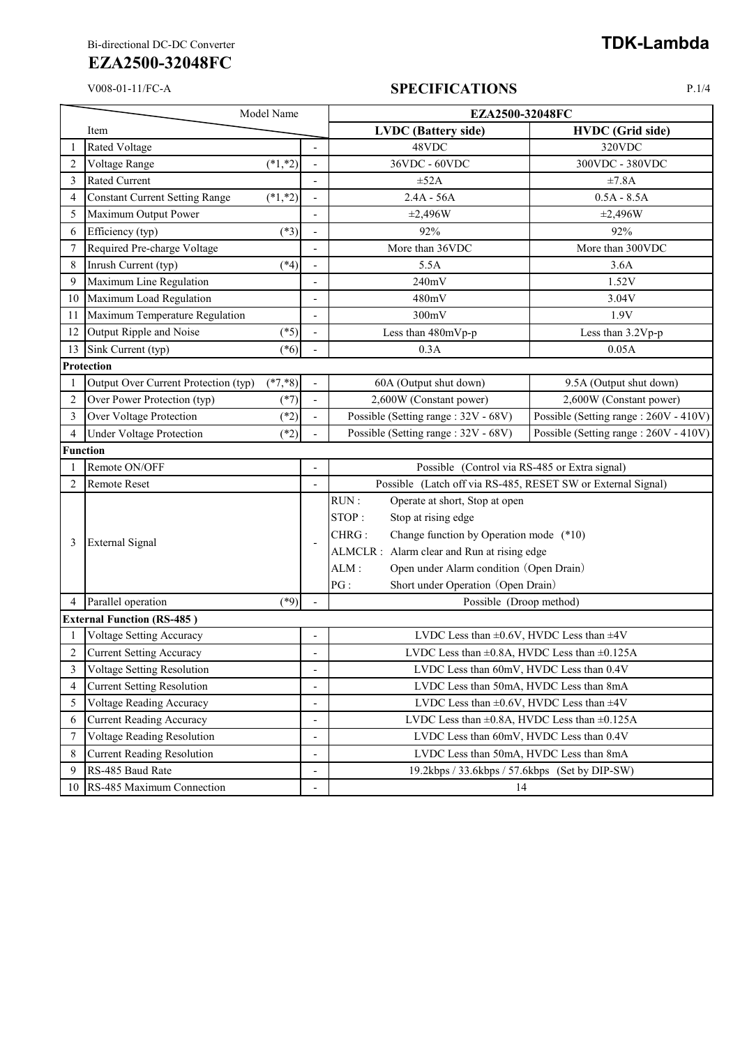Bi-directional DC-DC Converter

**TDK-Lambda**

# EZA2500-32048FC

V008-01-11/FC-A

## SPECIFICATIONS

| | Item | Note | - | EZA2500-32048FC | |
|---|---|---|---|---|---|
| | | | | **LVDC (Battery side)** | **HVDC (Grid side)** |
| 1 | Rated Voltage | | - | 48VDC | 320VDC |
| 2 | Voltage Range | (*1,*2) | - | 36VDC - 60VDC | 300VDC - 380VDC |
| 3 | Rated Current | | - | ±52A | ±7.8A |
| 4 | Constant Current Setting Range | (*1,*2) | - | 2.4A - 56A | 0.5A - 8.5A |
| 5 | Maximum Output Power | | - | ±2,496W | ±2,496W |
| 6 | Efficiency (typ) | (*3) | - | 92% | 92% |
| 7 | Required Pre-charge Voltage | | - | More than 36VDC | More than 300VDC |
| 8 | Inrush Current (typ) | (*4) | - | 5.5A | 3.6A |
| 9 | Maximum Line Regulation | | - | 240mV | 1.52V |
| 10 | Maximum Load Regulation | | - | 480mV | 3.04V |
| 11 | Maximum Temperature Regulation | | - | 300mV | 1.9V |
| 12 | Output Ripple and Noise | (*5) | - | Less than 480mVp-p | Less than 3.2Vp-p |
| 13 | Sink Current (typ) | (*6) | - | 0.3A | 0.05A |
| **Protection** | | | | | |
| 1 | Output Over Current Protection (typ) | (*7,*8) | - | 60A (Output shut down) | 9.5A (Output shut down) |
| 2 | Over Power Protection (typ) | (*7) | - | 2,600W (Constant power) | 2,600W (Constant power) |
| 3 | Over Voltage Protection | (*2) | - | Possible (Setting range : 32V - 68V) | Possible (Setting range : 260V - 410V) |
| 4 | Under Voltage Protection | (*2) | - | Possible (Setting range : 32V - 68V) | Possible (Setting range : 260V - 410V) |
| **Function** | | | | | |
| 1 | Remote ON/OFF | | - | Possible (Control via RS-485 or Extra signal) | |
| 2 | Remote Reset | | - | Possible (Latch off via RS-485, RESET SW or External Signal) | |
| 3 | External Signal | | - | RUN : Operate at short, Stop at open<br>STOP : Stop at rising edge<br>CHRG : Change function by Operation mode (*10)<br>ALMCLR : Alarm clear and Run at rising edge<br>ALM : Open under Alarm condition (Open Drain)<br>PG : Short under Operation (Open Drain) | |
| 4 | Parallel operation | (*9) | - | Possible (Droop method) | |
| **External Function (RS-485 )** | | | | | |
| 1 | Voltage Setting Accuracy | | - | LVDC Less than ±0.6V, HVDC Less than ±4V | |
| 2 | Current Setting Accuracy | | - | LVDC Less than ±0.8A, HVDC Less than ±0.125A | |
| 3 | Voltage Setting Resolution | | - | LVDC Less than 60mV, HVDC Less than 0.4V | |
| 4 | Current Setting Resolution | | - | LVDC Less than 50mA, HVDC Less than 8mA | |
| 5 | Voltage Reading Accuracy | | - | LVDC Less than ±0.6V, HVDC Less than ±4V | |
| 6 | Current Reading Accuracy | | - | LVDC Less than ±0.8A, HVDC Less than ±0.125A | |
| 7 | Voltage Reading Resolution | | - | LVDC Less than 60mV, HVDC Less than 0.4V | |
| 8 | Current Reading Resolution | | - | LVDC Less than 50mA, HVDC Less than 8mA | |
| 9 | RS-485 Baud Rate | | - | 19.2kbps / 33.6kbps / 57.6kbps (Set by DIP-SW) | |
| 10 | RS-485 Maximum Connection | | - | 14 | |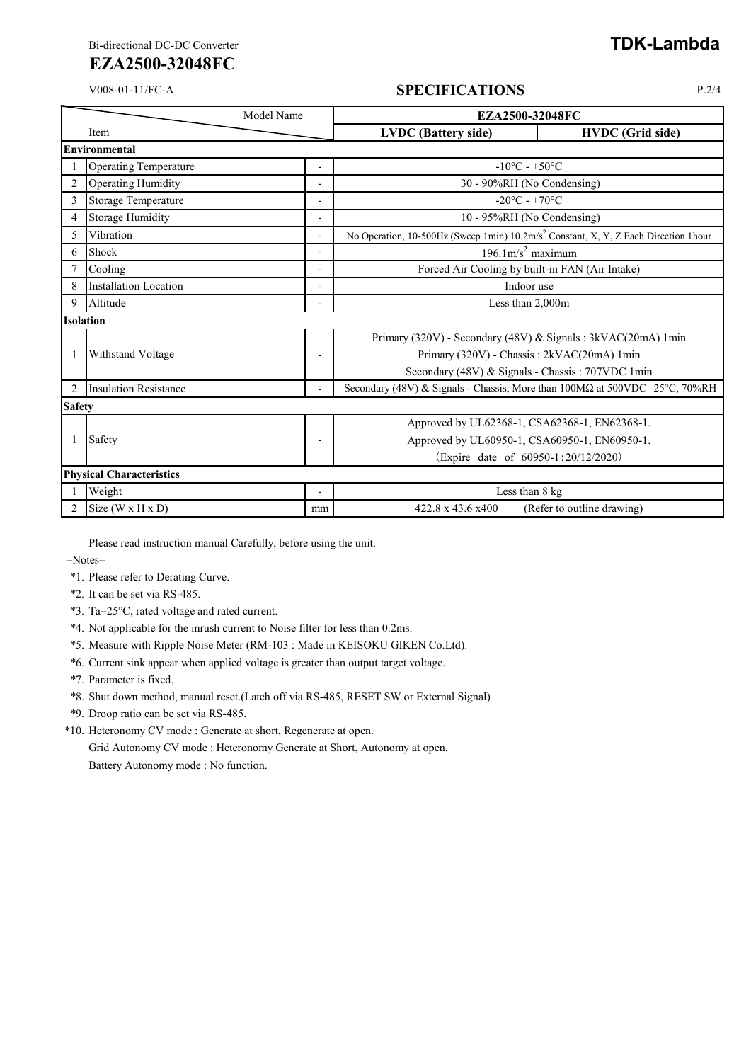Bi-directional DC-DC Converter

# EZA2500-32048FC

**TDK-Lambda**

V008-01-11/FC-A

## SPECIFICATIONS

| | Item \ Model Name | | EZA2500-32048FC | |
|---|---|---|---|---|
| | | | **LVDC (Battery side)** | **HVDC (Grid side)** |
| **Environmental** | | | | |
| 1 | Operating Temperature | - | -10°C - +50°C | |
| 2 | Operating Humidity | - | 30 - 90%RH (No Condensing) | |
| 3 | Storage Temperature | - | -20°C - +70°C | |
| 4 | Storage Humidity | - | 10 - 95%RH (No Condensing) | |
| 5 | Vibration | - | No Operation, 10-500Hz (Sweep 1min) 10.2m/s$^2$ Constant, X, Y, Z Each Direction 1hour | |
| 6 | Shock | - | 196.1m/s$^2$ maximum | |
| 7 | Cooling | - | Forced Air Cooling by built-in FAN (Air Intake) | |
| 8 | Installation Location | - | Indoor use | |
| 9 | Altitude | - | Less than 2,000m | |
| **Isolation** | | | | |
| 1 | Withstand Voltage | - | Primary (320V) - Secondary (48V) & Signals : 3kVAC(20mA) 1min<br>Primary (320V) - Chassis : 2kVAC(20mA) 1min<br>Secondary (48V) & Signals - Chassis : 707VDC 1min | |
| 2 | Insulation Resistance | - | Secondary (48V) & Signals - Chassis, More than 100MΩ at 500VDC 25°C, 70%RH | |
| **Safety** | | | | |
| 1 | Safety | - | Approved by UL62368-1, CSA62368-1, EN62368-1.<br>Approved by UL60950-1, CSA60950-1, EN60950-1.<br>(Expire date of 60950-1:20/12/2020) | |
| **Physical Characteristics** | | | | |
| 1 | Weight | - | Less than 8 kg | |
| 2 | Size (W x H x D) | mm | 422.8 x 43.6 x400 (Refer to outline drawing) | |

Please read instruction manual Carefully, before using the unit.

=Notes=

*1. Please refer to Derating Curve.

*2. It can be set via RS-485.

*3. Ta=25°C, rated voltage and rated current.

*4. Not applicable for the inrush current to Noise filter for less than 0.2ms.

*5. Measure with Ripple Noise Meter (RM-103 : Made in KEISOKU GIKEN Co.Ltd).

*6. Current sink appear when applied voltage is greater than output target voltage.

*7. Parameter is fixed.

*8. Shut down method, manual reset.(Latch off via RS-485, RESET SW or External Signal)

*9. Droop ratio can be set via RS-485.

*10. Heteronomy CV mode : Generate at short, Regenerate at open.
Grid Autonomy CV mode : Heteronomy Generate at Short, Autonomy at open.
Battery Autonomy mode : No function.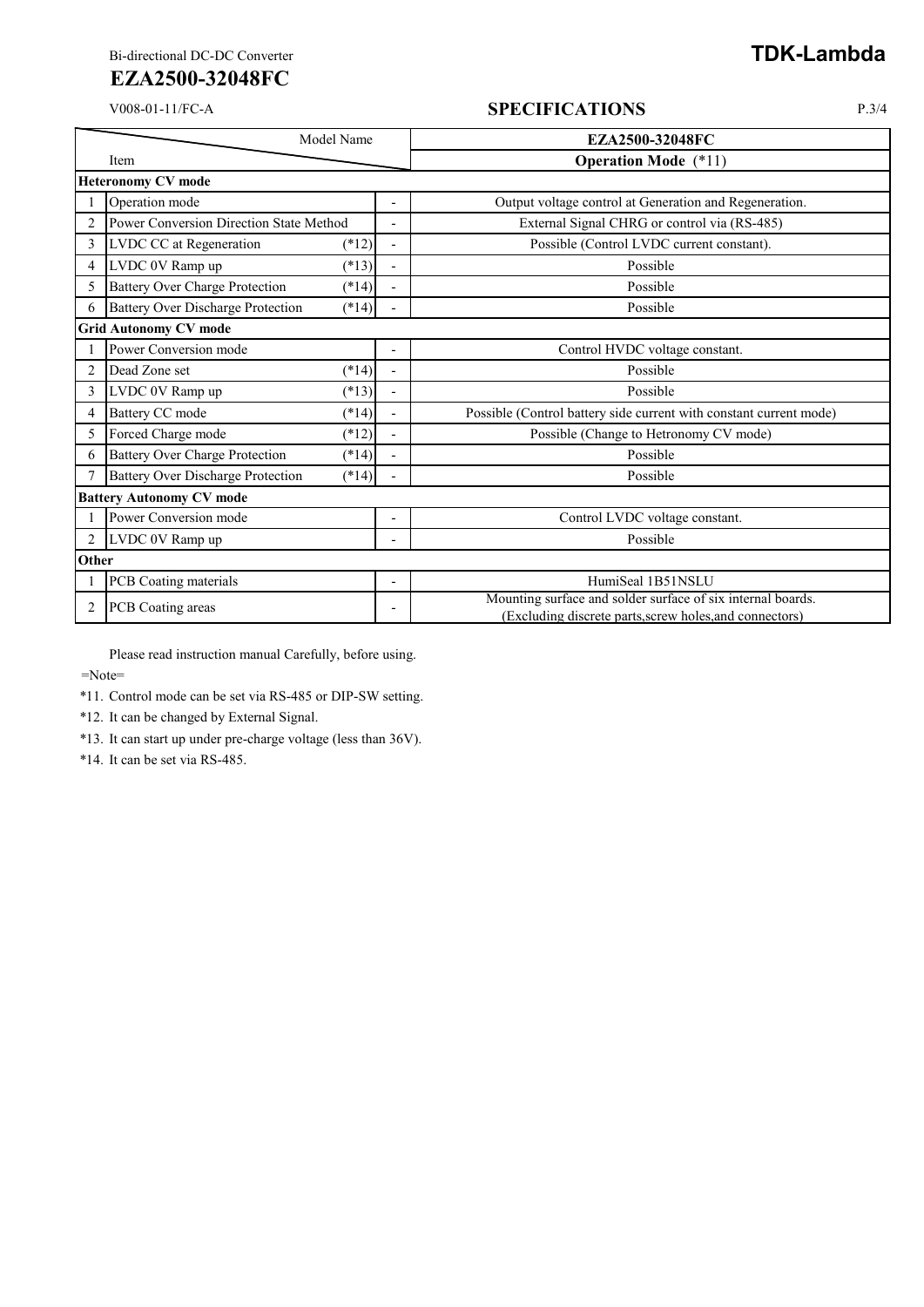Bi-directional DC-DC Converter

# EZA2500-32048FC

V008-01-11/FC-A

## SPECIFICATIONS

| | Item | | Model Name | EZA2500-32048FC |
|---|---|---|---|---|
| | | | | **Operation Mode** (*11) |
| **Heteronomy CV mode** | | | | |
| 1 | Operation mode | | - | Output voltage control at Generation and Regeneration. |
| 2 | Power Conversion Direction State Method | | - | External Signal CHRG or control via (RS-485) |
| 3 | LVDC CC at Regeneration | (*12) | - | Possible (Control LVDC current constant). |
| 4 | LVDC 0V Ramp up | (*13) | - | Possible |
| 5 | Battery Over Charge Protection | (*14) | - | Possible |
| 6 | Battery Over Discharge Protection | (*14) | - | Possible |
| **Grid Autonomy CV mode** | | | | |
| 1 | Power Conversion mode | | - | Control HVDC voltage constant. |
| 2 | Dead Zone set | (*14) | - | Possible |
| 3 | LVDC 0V Ramp up | (*13) | - | Possible |
| 4 | Battery CC mode | (*14) | - | Possible (Control battery side current with constant current mode) |
| 5 | Forced Charge mode | (*12) | - | Possible (Change to Hetronomy CV mode) |
| 6 | Battery Over Charge Protection | (*14) | - | Possible |
| 7 | Battery Over Discharge Protection | (*14) | - | Possible |
| **Battery Autonomy CV mode** | | | | |
| 1 | Power Conversion mode | | - | Control LVDC voltage constant. |
| 2 | LVDC 0V Ramp up | | - | Possible |
| **Other** | | | | |
| 1 | PCB Coating materials | | - | HumiSeal 1B51NSLU |
| 2 | PCB Coating areas | | - | Mounting surface and solder surface of six internal boards. (Excluding discrete parts,screw holes,and connectors) |

Please read instruction manual Carefully, before using.

=Note=

*11. Control mode can be set via RS-485 or DIP-SW setting.

*12. It can be changed by External Signal.

*13. It can start up under pre-charge voltage (less than 36V).

*14. It can be set via RS-485.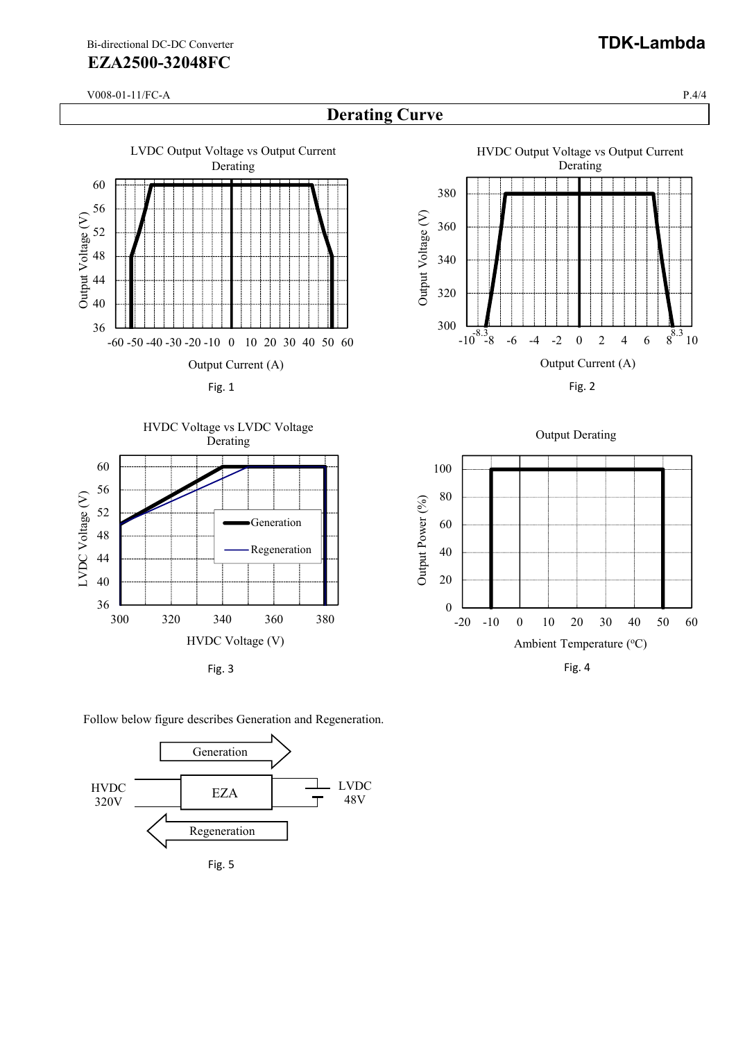## Derating Curve

LVDC Output Voltage vs Output Current
Derating

Output Voltage (V)

60
56
52
48
44
40
36

-60 -50 -40 -30 -20 -10 0 10 20 30 40 50 60

Output Current (A)

Fig. 1

HVDC Output Voltage vs Output Current
Derating

Output Voltage (V)

380
360
340
320
300

-10 -8 -6 -4 -2 0 2 4 6 8 10

-8.3
8.3

Output Current (A)

Fig. 2

HVDC Voltage vs LVDC Voltage
Derating

LVDC Voltage (V)

60
56
52
48
44
40
36

300 320 340 360 380

HVDC Voltage (V)

Generation
Regeneration

Fig. 3

Output Derating

Output Power (%)

100
80
60
40
20
0

-20 -10 0 10 20 30 40 50 60

Ambient Temperature (°C)

Fig. 4

Follow below figure describes Generation and Regeneration.

Generation

HVDC
320V

EZA

LVDC
48V

Regeneration

Fig. 5